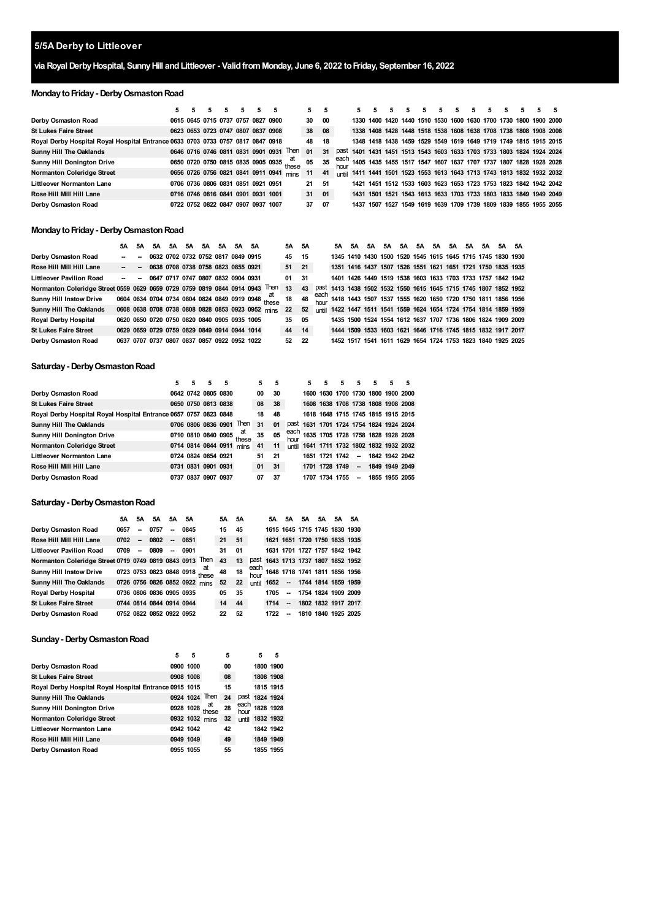## 5/5A Derby to Littleover

### via Royal Derby Hospital, Sunny Hill and Littleover - Valid from Monday, June 6, 2022 to Friday, September 16, 2022

### Monday to Friday - Derby Osmaston Road

| | 5 | 5 | 5 | 5 | 5 | 5 | 5 | | 5 | 5 | | 5 | 5 | 5 | 5 | 5 | 5 | 5 | 5 | 5 | 5 | 5 | 5 | 5 | 5 |
|---|---|---|---|---|---|---|---|---|---|---|---|---|---|---|---|---|---|---|---|---|---|---|---|---|---|
| Derby Osmaston Road | 0615 | 0645 | 0715 | 0737 | 0757 | 0827 | 0900 | | 30 | 00 | | 1330 | 1400 | 1420 | 1440 | 1510 | 1530 | 1600 | 1630 | 1700 | 1730 | 1800 | 1900 | 2000 | |
| St Lukes Faire Street | 0623 | 0653 | 0723 | 0747 | 0807 | 0837 | 0908 | | 38 | 08 | | 1338 | 1408 | 1428 | 1448 | 1518 | 1538 | 1608 | 1638 | 1708 | 1738 | 1808 | 1908 | 2008 | |
| Royal Derby Hospital Royal Hospital Entrance | 0633 | 0703 | 0733 | 0757 | 0817 | 0847 | 0918 | | 48 | 18 | | 1348 | 1418 | 1438 | 1459 | 1529 | 1549 | 1619 | 1649 | 1719 | 1749 | 1815 | 1915 | 2015 | |
| Sunny Hill The Oaklands | 0646 | 0716 | 0746 | 0811 | 0831 | 0901 | 0931 | Then | 01 | 31 | past | 1401 | 1431 | 1451 | 1513 | 1543 | 1603 | 1633 | 1703 | 1733 | 1803 | 1824 | 1924 | 2024 | |
| Sunny Hill Donington Drive | 0650 | 0720 | 0750 | 0815 | 0835 | 0905 | 0935 | at these | 05 | 35 | each hour | 1405 | 1435 | 1455 | 1517 | 1547 | 1607 | 1637 | 1707 | 1737 | 1807 | 1828 | 1928 | 2028 | |
| Normanton Coleridge Street | 0656 | 0726 | 0756 | 0821 | 0841 | 0911 | 0941 | mins | 11 | 41 | until | 1411 | 1441 | 1501 | 1523 | 1553 | 1613 | 1643 | 1713 | 1743 | 1813 | 1832 | 1932 | 2032 | |
| Littleover Normanton Lane | 0706 | 0736 | 0806 | 0831 | 0851 | 0921 | 0951 | | 21 | 51 | | 1421 | 1451 | 1512 | 1533 | 1603 | 1623 | 1653 | 1723 | 1753 | 1823 | 1842 | 1942 | 2042 | |
| Rose Hill Mill Hill Lane | 0716 | 0746 | 0816 | 0841 | 0901 | 0931 | 1001 | | 31 | 01 | | 1431 | 1501 | 1521 | 1543 | 1613 | 1633 | 1703 | 1733 | 1803 | 1833 | 1849 | 1949 | 2049 | |
| Derby Osmaston Road | 0722 | 0752 | 0822 | 0847 | 0907 | 0937 | 1007 | | 37 | 07 | | 1437 | 1507 | 1527 | 1549 | 1619 | 1639 | 1709 | 1739 | 1809 | 1839 | 1855 | 1955 | 2055 | |

### Monday to Friday - Derby Osmaston Road

| | 5A | 5A | 5A | 5A | 5A | 5A | 5A | 5A | 5A | | 5A | 5A | | 5A | 5A | 5A | 5A | 5A | 5A | 5A | 5A | 5A | 5A | 5A | 5A |
|---|---|---|---|---|---|---|---|---|---|---|---|---|---|---|---|---|---|---|---|---|---|---|---|---|---|
| Derby Osmaston Road | -- | -- | 0632 | 0702 | 0732 | 0752 | 0817 | 0849 | 0915 | | 45 | 15 | | 1345 | 1410 | 1430 | 1500 | 1520 | 1545 | 1615 | 1645 | 1715 | 1745 | 1830 | 1930 |
| Rose Hill Mill Hill Lane | -- | -- | 0638 | 0708 | 0738 | 0758 | 0823 | 0855 | 0921 | | 51 | 21 | | 1351 | 1416 | 1437 | 1507 | 1526 | 1551 | 1621 | 1651 | 1721 | 1750 | 1835 | 1935 |
| Littleover Pavilion Road | -- | -- | 0647 | 0717 | 0747 | 0807 | 0832 | 0904 | 0931 | | 01 | 31 | | 1401 | 1426 | 1449 | 1519 | 1538 | 1603 | 1633 | 1703 | 1733 | 1757 | 1842 | 1942 |
| Normanton Coleridge Street | 0559 | 0629 | 0659 | 0729 | 0759 | 0819 | 0844 | 0914 | 0943 | Then | 13 | 43 | past | 1413 | 1438 | 1502 | 1532 | 1550 | 1615 | 1645 | 1715 | 1745 | 1807 | 1852 | 1952 |
| Sunny Hill Instow Drive | 0604 | 0634 | 0704 | 0734 | 0804 | 0824 | 0849 | 0919 | 0948 | at these | 18 | 48 | each hour | 1418 | 1443 | 1507 | 1537 | 1555 | 1620 | 1650 | 1720 | 1750 | 1811 | 1856 | 1956 |
| Sunny Hill The Oaklands | 0608 | 0638 | 0708 | 0738 | 0808 | 0828 | 0853 | 0923 | 0952 | mins | 22 | 52 | until | 1422 | 1447 | 1511 | 1541 | 1559 | 1624 | 1654 | 1724 | 1754 | 1814 | 1859 | 1959 |
| Royal Derby Hospital | 0620 | 0650 | 0720 | 0750 | 0820 | 0840 | 0905 | 0935 | 1005 | | 35 | 05 | | 1435 | 1500 | 1524 | 1554 | 1612 | 1637 | 1707 | 1736 | 1806 | 1824 | 1909 | 2009 |
| St Lukes Faire Street | 0629 | 0659 | 0729 | 0759 | 0829 | 0849 | 0914 | 0944 | 1014 | | 44 | 14 | | 1444 | 1509 | 1533 | 1603 | 1621 | 1646 | 1716 | 1745 | 1815 | 1832 | 1917 | 2017 |
| Derby Osmaston Road | 0637 | 0707 | 0737 | 0807 | 0837 | 0857 | 0922 | 0952 | 1022 | | 52 | 22 | | 1452 | 1517 | 1541 | 1611 | 1629 | 1654 | 1724 | 1753 | 1823 | 1840 | 1925 | 2025 |

### Saturday - Derby Osmaston Road

| | 5 | 5 | 5 | 5 | | 5 | 5 | | 5 | 5 | 5 | 5 | 5 | 5 | 5 |
|---|---|---|---|---|---|---|---|---|---|---|---|---|---|---|---|
| Derby Osmaston Road | 0642 | 0742 | 0805 | 0830 | | 00 | 30 | | 1600 | 1630 | 1700 | 1730 | 1800 | 1900 | 2000 |
| St Lukes Faire Street | 0650 | 0750 | 0813 | 0838 | | 08 | 38 | | 1608 | 1638 | 1708 | 1738 | 1808 | 1908 | 2008 |
| Royal Derby Hospital Royal Hospital Entrance | 0657 | 0757 | 0823 | 0848 | | 18 | 48 | | 1618 | 1648 | 1715 | 1745 | 1815 | 1915 | 2015 |
| Sunny Hill The Oaklands | 0706 | 0806 | 0836 | 0901 | Then | 31 | 01 | past | 1631 | 1701 | 1724 | 1754 | 1824 | 1924 | 2024 |
| Sunny Hill Donington Drive | 0710 | 0810 | 0840 | 0905 | at these | 35 | 05 | each hour | 1635 | 1705 | 1728 | 1758 | 1828 | 1928 | 2028 |
| Normanton Coleridge Street | 0714 | 0814 | 0844 | 0911 | mins | 41 | 11 | until | 1641 | 1711 | 1732 | 1802 | 1832 | 1932 | 2032 |
| Littleover Normanton Lane | 0724 | 0824 | 0854 | 0921 | | 51 | 21 | | 1651 | 1721 | 1742 | -- | 1842 | 1942 | 2042 |
| Rose Hill Mill Hill Lane | 0731 | 0831 | 0901 | 0931 | | 01 | 31 | | 1701 | 1728 | 1749 | -- | 1849 | 1949 | 2049 |
| Derby Osmaston Road | 0737 | 0837 | 0907 | 0937 | | 07 | 37 | | 1707 | 1734 | 1755 | -- | 1855 | 1955 | 2055 |

### Saturday - Derby Osmaston Road

| | 5A | 5A | 5A | 5A | 5A | | 5A | 5A | | 5A | 5A | 5A | 5A | 5A | 5A |
|---|---|---|---|---|---|---|---|---|---|---|---|---|---|---|---|
| Derby Osmaston Road | 0657 | -- | 0757 | -- | 0845 | | 15 | 45 | | 1615 | 1645 | 1715 | 1745 | 1830 | 1930 |
| Rose Hill Mill Hill Lane | 0702 | -- | 0802 | -- | 0851 | | 21 | 51 | | 1621 | 1651 | 1720 | 1750 | 1835 | 1935 |
| Littleover Pavilion Road | 0709 | -- | 0809 | -- | 0901 | | 31 | 01 | | 1631 | 1701 | 1727 | 1757 | 1842 | 1942 |
| Normanton Coleridge Street | 0719 | 0749 | 0819 | 0843 | 0913 | Then | 43 | 13 | past | 1643 | 1713 | 1737 | 1807 | 1852 | 1952 |
| Sunny Hill Instow Drive | 0723 | 0753 | 0823 | 0848 | 0918 | at these | 48 | 18 | each hour | 1648 | 1718 | 1741 | 1811 | 1856 | 1956 |
| Sunny Hill The Oaklands | 0726 | 0756 | 0826 | 0852 | 0922 | mins | 52 | 22 | until | 1652 | -- | 1744 | 1814 | 1859 | 1959 |
| Royal Derby Hospital | 0736 | 0806 | 0836 | 0905 | 0935 | | 05 | 35 | | 1705 | -- | 1754 | 1824 | 1909 | 2009 |
| St Lukes Faire Street | 0744 | 0814 | 0844 | 0914 | 0944 | | 14 | 44 | | 1714 | -- | 1802 | 1832 | 1917 | 2017 |
| Derby Osmaston Road | 0752 | 0822 | 0852 | 0922 | 0952 | | 22 | 52 | | 1722 | -- | 1810 | 1840 | 1925 | 2025 |

### Sunday - Derby Osmaston Road

| | 5 | 5 | | 5 | | 5 | 5 |
|---|---|---|---|---|---|---|---|
| Derby Osmaston Road | 0900 | 1000 | | 00 | | 1800 | 1900 |
| St Lukes Faire Street | 0908 | 1008 | | 08 | | 1808 | 1908 |
| Royal Derby Hospital Royal Hospital Entrance | 0915 | 1015 | | 15 | | 1815 | 1915 |
| Sunny Hill The Oaklands | 0924 | 1024 | Then | 24 | past | 1824 | 1924 |
| Sunny Hill Donington Drive | 0928 | 1028 | at these | 28 | each hour | 1828 | 1928 |
| Normanton Coleridge Street | 0932 | 1032 | mins | 32 | until | 1832 | 1932 |
| Littleover Normanton Lane | 0942 | 1042 | | 42 | | 1842 | 1942 |
| Rose Hill Mill Hill Lane | 0949 | 1049 | | 49 | | 1849 | 1949 |
| Derby Osmaston Road | 0955 | 1055 | | 55 | | 1855 | 1955 |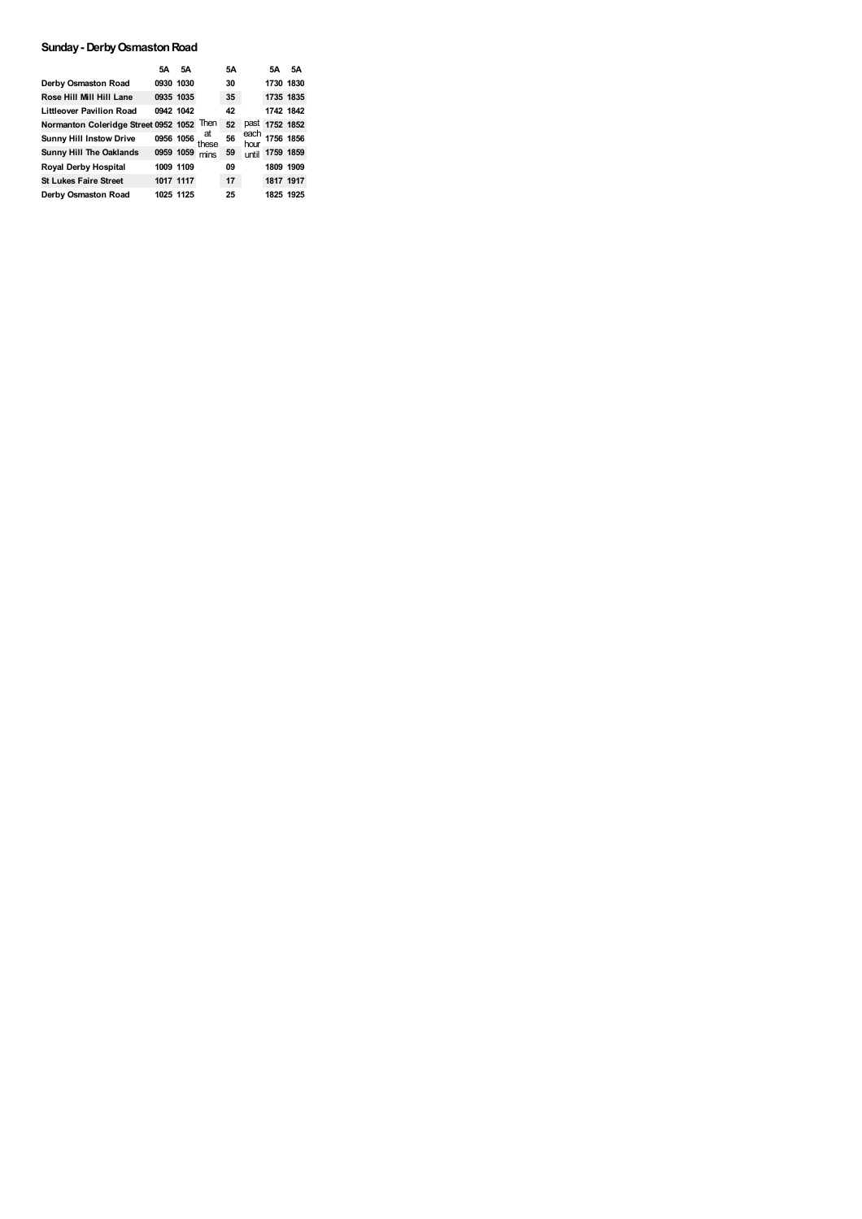## Sunday - Derby Osmaston Road

| | 5A | 5A | | 5A | | 5A | 5A |
|---|---|---|---|---|---|---|---|
| Derby Osmaston Road | 0930 | 1030 | | 30 | | 1730 | 1830 |
| Rose Hill Mill Hill Lane | 0935 | 1035 | | 35 | | 1735 | 1835 |
| Littleover Pavilion Road | 0942 | 1042 | | 42 | | 1742 | 1842 |
| Normanton Coleridge Street | 0952 | 1052 | Then | 52 | past | 1752 | 1852 |
| Sunny Hill Instow Drive | 0956 | 1056 | at these | 56 | each hour | 1756 | 1856 |
| Sunny Hill The Oaklands | 0959 | 1059 | mins | 59 | until | 1759 | 1859 |
| Royal Derby Hospital | 1009 | 1109 | | 09 | | 1809 | 1909 |
| St Lukes Faire Street | 1017 | 1117 | | 17 | | 1817 | 1917 |
| Derby Osmaston Road | 1025 | 1125 | | 25 | | 1825 | 1925 |